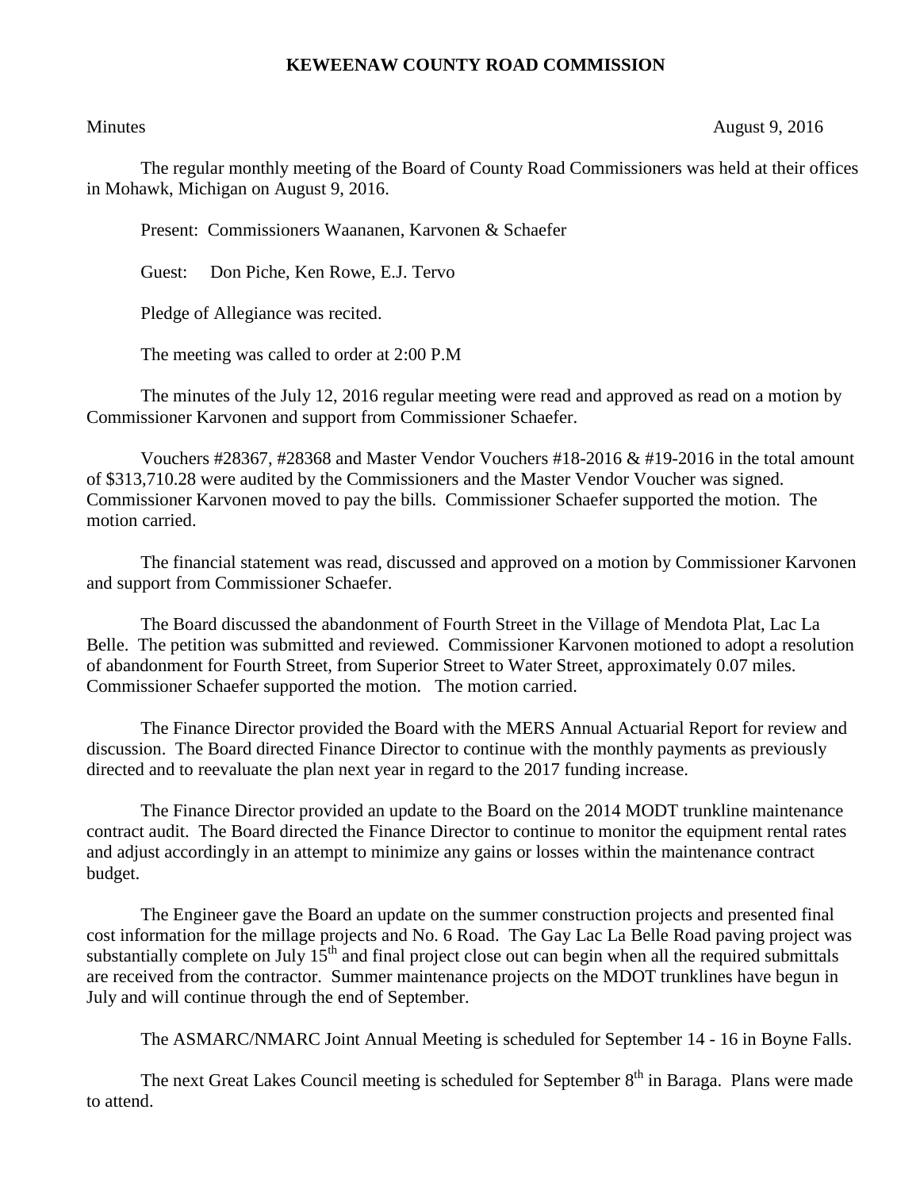# KEWEENAW COUNTY ROAD COMMISSION

Minutes August 9, 2016

The regular monthly meeting of the Board of County Road Commissioners was held at their offices in Mohawk, Michigan on August 9, 2016.

Present: Commissioners Waananen, Karvonen & Schaefer

Guest: Don Piche, Ken Rowe, E.J. Tervo

Pledge of Allegiance was recited.

The meeting was called to order at 2:00 P.M

The minutes of the July 12, 2016 regular meeting were read and approved as read on a motion by Commissioner Karvonen and support from Commissioner Schaefer.

Vouchers #28367, #28368 and Master Vendor Vouchers #18-2016 & #19-2016 in the total amount of $313,710.28 were audited by the Commissioners and the Master Vendor Voucher was signed. Commissioner Karvonen moved to pay the bills. Commissioner Schaefer supported the motion. The motion carried.

The financial statement was read, discussed and approved on a motion by Commissioner Karvonen and support from Commissioner Schaefer.

The Board discussed the abandonment of Fourth Street in the Village of Mendota Plat, Lac La Belle. The petition was submitted and reviewed. Commissioner Karvonen motioned to adopt a resolution of abandonment for Fourth Street, from Superior Street to Water Street, approximately 0.07 miles. Commissioner Schaefer supported the motion. The motion carried.

The Finance Director provided the Board with the MERS Annual Actuarial Report for review and discussion. The Board directed Finance Director to continue with the monthly payments as previously directed and to reevaluate the plan next year in regard to the 2017 funding increase.

The Finance Director provided an update to the Board on the 2014 MODT trunkline maintenance contract audit. The Board directed the Finance Director to continue to monitor the equipment rental rates and adjust accordingly in an attempt to minimize any gains or losses within the maintenance contract budget.

The Engineer gave the Board an update on the summer construction projects and presented final cost information for the millage projects and No. 6 Road. The Gay Lac La Belle Road paving project was substantially complete on July 15th and final project close out can begin when all the required submittals are received from the contractor. Summer maintenance projects on the MDOT trunklines have begun in July and will continue through the end of September.

The ASMARC/NMARC Joint Annual Meeting is scheduled for September 14 - 16 in Boyne Falls.

The next Great Lakes Council meeting is scheduled for September 8th in Baraga. Plans were made to attend.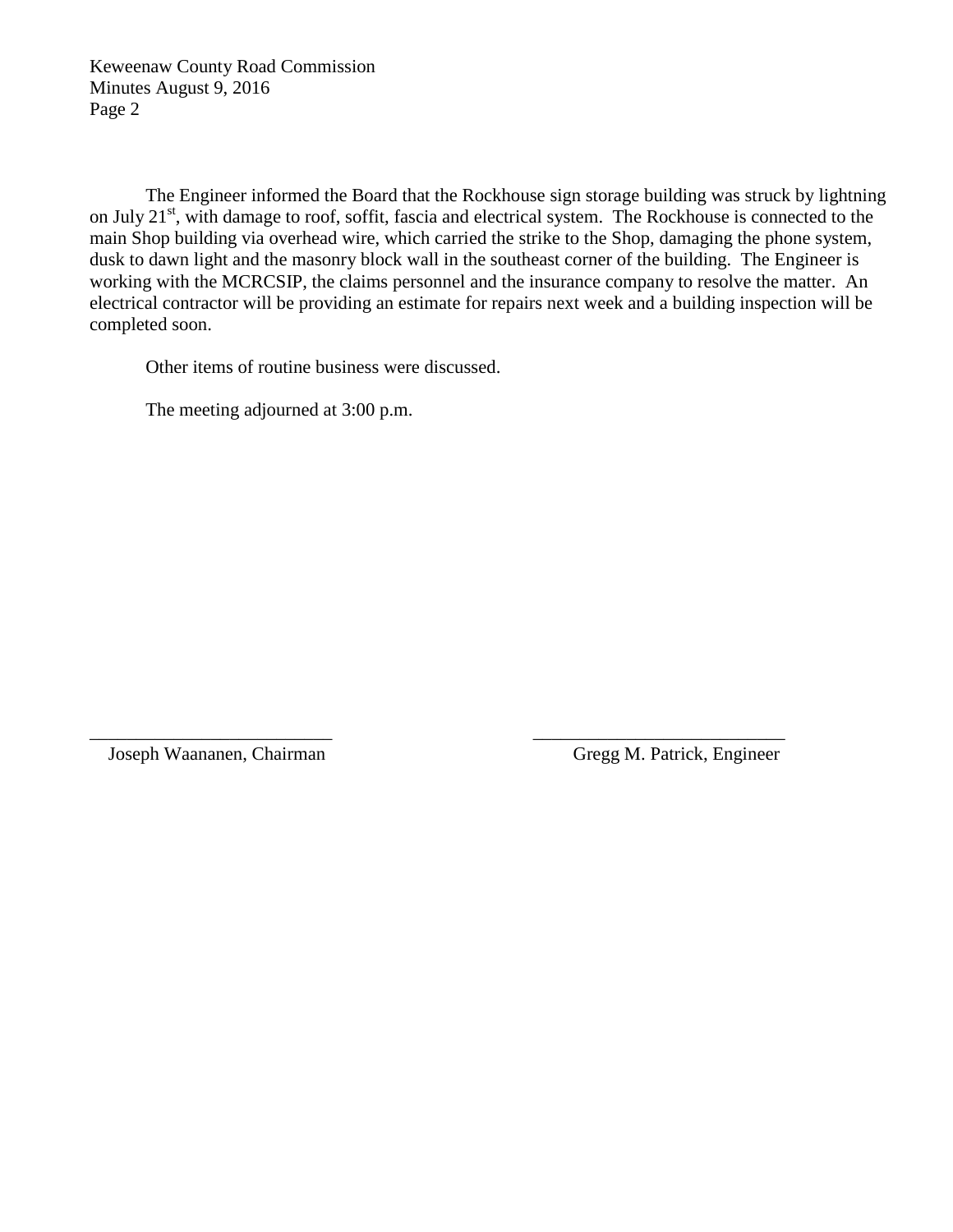The Engineer informed the Board that the Rockhouse sign storage building was struck by lightning on July 21st, with damage to roof, soffit, fascia and electrical system. The Rockhouse is connected to the main Shop building via overhead wire, which carried the strike to the Shop, damaging the phone system, dusk to dawn light and the masonry block wall in the southeast corner of the building. The Engineer is working with the MCRCSIP, the claims personnel and the insurance company to resolve the matter. An electrical contractor will be providing an estimate for repairs next week and a building inspection will be completed soon.

Other items of routine business were discussed.

The meeting adjourned at 3:00 p.m.

\_\_\_\_\_\_\_\_\_\_\_\_\_\_\_\_\_\_\_\_\_\_\_\_\_\_ \_\_\_\_\_\_\_\_\_\_\_\_\_\_\_\_\_\_\_\_\_\_\_\_\_\_\_

Joseph Waananen, Chairman Gregg M. Patrick, Engineer